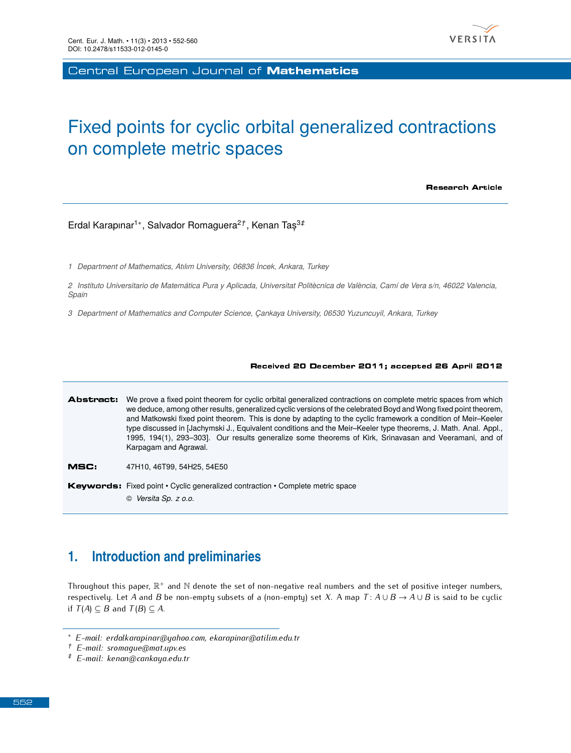# Fixed points for cyclic orbital generalized contractions on complete metric spaces

**Research Article**

Erdal Karapınar[1*], Salvador Romaguera[2†], Kenan Taş[3‡]

1 Department of Mathematics, Atılım University, 06836 İncek, Ankara, Turkey

2 Instituto Universitario de Matemática Pura y Aplicada, Universitat Politècnica de València, Camí de Vera s/n, 46022 Valencia, Spain

3 Department of Mathematics and Computer Science, Çankaya University, 06530 Yuzuncuyil, Ankara, Turkey

**Received 20 December 2011; accepted 26 April 2012**

**Abstract:** We prove a fixed point theorem for cyclic orbital generalized contractions on complete metric spaces from which we deduce, among other results, generalized cyclic versions of the celebrated Boyd and Wong fixed point theorem, and Matkowski fixed point theorem. This is done by adapting to the cyclic framework a condition of Meir–Keeler type discussed in [Jachymski J., Equivalent conditions and the Meir–Keeler type theorems, J. Math. Anal. Appl., 1995, 194(1), 293–303]. Our results generalize some theorems of Kirk, Srinavasan and Veeramani, and of Karpagam and Agrawal.

**MSC:** 47H10, 46T99, 54H25, 54E50

**Keywords:** Fixed point • Cyclic generalized contraction • Complete metric space

© Versita Sp. z o.o.

## 1. Introduction and preliminaries

Throughout this paper, $\mathbb{R}^+$ and $\mathbb{N}$ denote the set of non-negative real numbers and the set of positive integer numbers, respectively. Let $A$ and $B$ be non-empty subsets of a (non-empty) set $X$. A map $T\colon A \cup B \to A \cup B$ is said to be cyclic if $T(A) \subseteq B$ and $T(B) \subseteq A$.

[*] E-mail: erdalkarapinar@yahoo.com, ekarapinar@atilim.edu.tr

[†] E-mail: sromague@mat.upv.es

[‡] E-mail: kenan@cankaya.edu.tr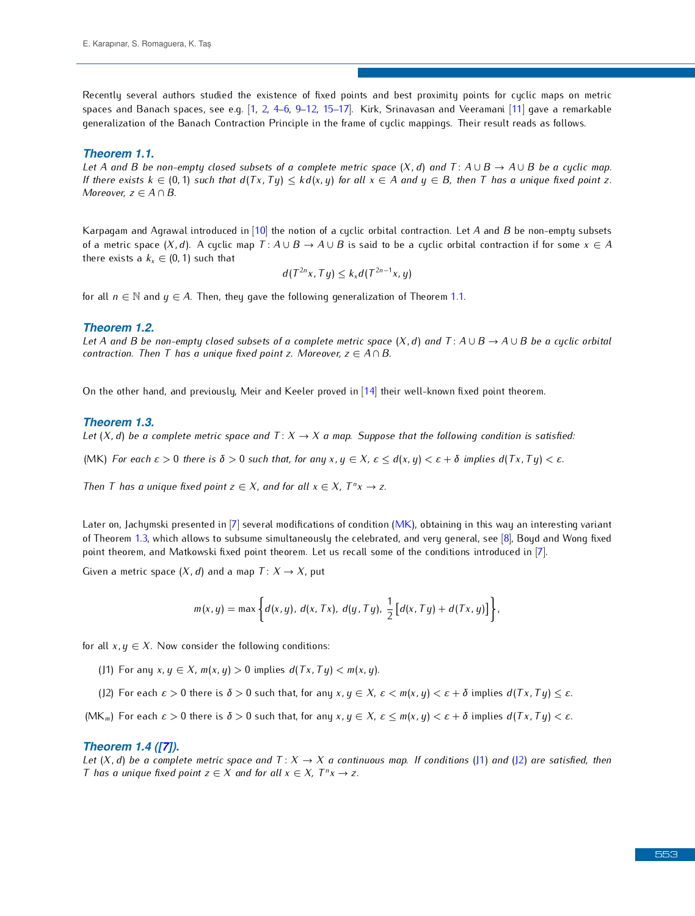Recently several authors studied the existence of fixed points and best proximity points for cyclic maps on metric spaces and Banach spaces, see e.g. [1, 2, 4–6, 9–12, 15–17]. Kirk, Srinivasan and Veeramani [11] gave a remarkable generalization of the Banach Contraction Principle in the frame of cyclic mappings. Their result reads as follows.

### Theorem 1.1.

*Let $A$ and $B$ be non-empty closed subsets of a complete metric space $(X, d)$ and $T\colon A \cup B \to A \cup B$ be a cyclic map. If there exists $k \in (0, 1)$ such that $d(Tx, Ty) \le kd(x, y)$ for all $x \in A$ and $y \in B$, then $T$ has a unique fixed point $z$. Moreover, $z \in A \cap B$.*

Karpagam and Agrawal introduced in [10] the notion of a cyclic orbital contraction. Let $A$ and $B$ be non-empty subsets of a metric space $(X, d)$. A cyclic map $T\colon A \cup B \to A \cup B$ is said to be a cyclic orbital contraction if for some $x \in A$ there exists a $k_x \in (0, 1)$ such that

$$d(T^{2n}x, Ty) \le k_x d(T^{2n-1}x, y)$$

for all $n \in \mathbb{N}$ and $y \in A$. Then, they gave the following generalization of Theorem 1.1.

### Theorem 1.2.

*Let $A$ and $B$ be non-empty closed subsets of a complete metric space $(X, d)$ and $T\colon A \cup B \to A \cup B$ be a cyclic orbital contraction. Then $T$ has a unique fixed point $z$. Moreover, $z \in A \cap B$.*

On the other hand, and previously, Meir and Keeler proved in [14] their well-known fixed point theorem.

### Theorem 1.3.

*Let $(X, d)$ be a complete metric space and $T\colon X \to X$ a map. Suppose that the following condition is satisfied:*

(MK) *For each $\varepsilon > 0$ there is $\delta > 0$ such that, for any $x, y \in X$, $\varepsilon \le d(x, y) < \varepsilon + \delta$ implies $d(Tx, Ty) < \varepsilon$.*

*Then $T$ has a unique fixed point $z \in X$, and for all $x \in X$, $T^n x \to z$.*

Later on, Jachymski presented in [7] several modifications of condition (MK), obtaining in this way an interesting variant of Theorem 1.3, which allows to subsume simultaneously the celebrated, and very general, see [8], Boyd and Wong fixed point theorem, and Matkowski fixed point theorem. Let us recall some of the conditions introduced in [7].

Given a metric space $(X, d)$ and a map $T\colon X \to X$, put

$$m(x, y) = \max\left\{d(x, y),\ d(x, Tx),\ d(y, Ty),\ \frac{1}{2}\left[d(x, Ty) + d(Tx, y)\right]\right\},$$

for all $x, y \in X$. Now consider the following conditions:

(J1) For any $x, y \in X$, $m(x, y) > 0$ implies $d(Tx, Ty) < m(x, y)$.

(J2) For each $\varepsilon > 0$ there is $\delta > 0$ such that, for any $x, y \in X$, $\varepsilon < m(x, y) < \varepsilon + \delta$ implies $d(Tx, Ty) \le \varepsilon$.

($\mathrm{MK}_m$) For each $\varepsilon > 0$ there is $\delta > 0$ such that, for any $x, y \in X$, $\varepsilon \le m(x, y) < \varepsilon + \delta$ implies $d(Tx, Ty) < \varepsilon$.

### Theorem 1.4 ([7]).

*Let $(X, d)$ be a complete metric space and $T\colon X \to X$ a continuous map. If conditions (J1) and (J2) are satisfied, then $T$ has a unique fixed point $z \in X$ and for all $x \in X$, $T^n x \to z$.*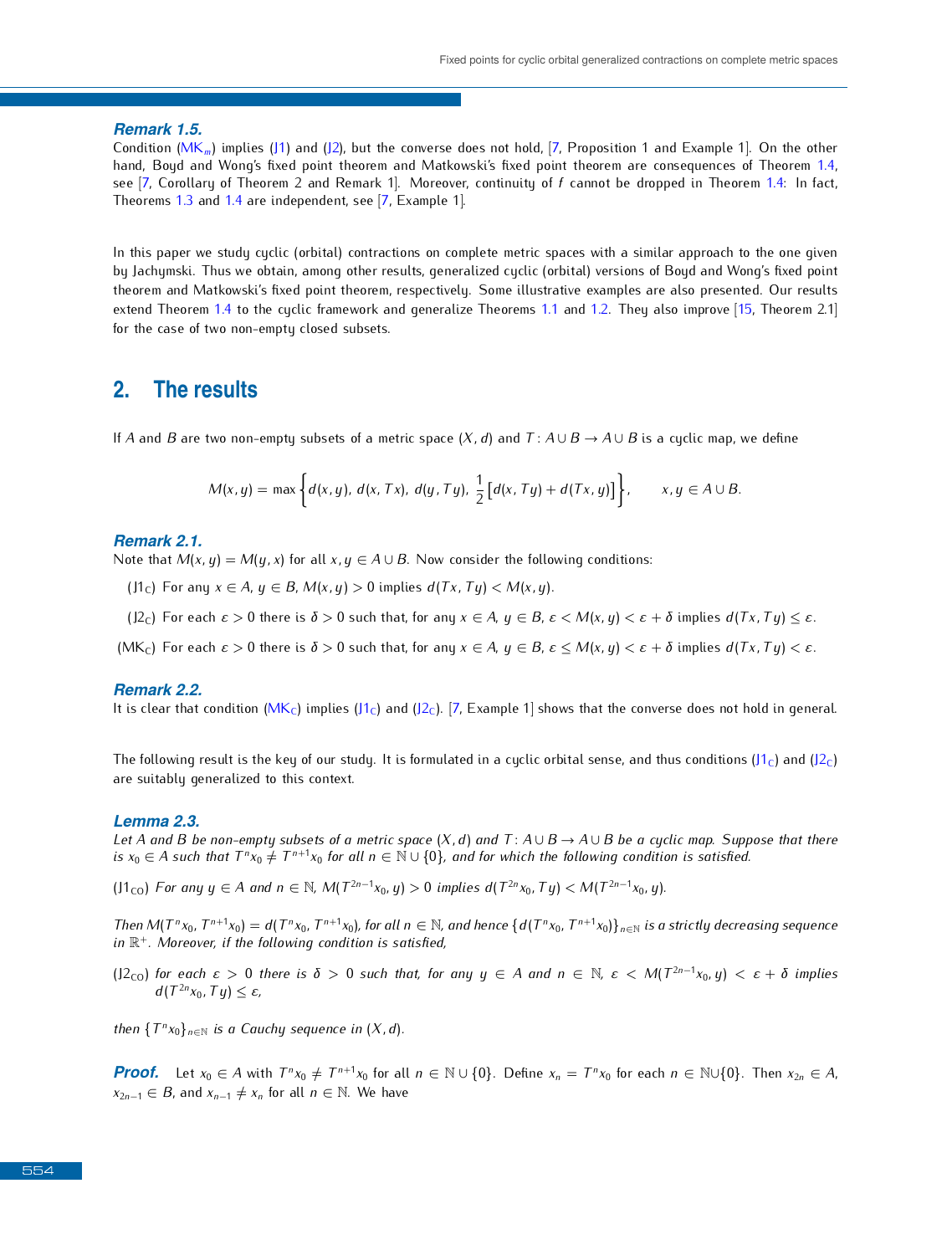***Remark 1.5.***
Condition ($MK_m$) implies (J1) and (J2), but the converse does not hold, [7, Proposition 1 and Example 1]. On the other hand, Boyd and Wong's fixed point theorem and Matkowski's fixed point theorem are consequences of Theorem 1.4, see [7, Corollary of Theorem 2 and Remark 1]. Moreover, continuity of $f$ cannot be dropped in Theorem 1.4: In fact, Theorems 1.3 and 1.4 are independent, see [7, Example 1].

In this paper we study cyclic (orbital) contractions on complete metric spaces with a similar approach to the one given by Jachymski. Thus we obtain, among other results, generalized cyclic (orbital) versions of Boyd and Wong's fixed point theorem and Matkowski's fixed point theorem, respectively. Some illustrative examples are also presented. Our results extend Theorem 1.4 to the cyclic framework and generalize Theorems 1.1 and 1.2. They also improve [15, Theorem 2.1] for the case of two non-empty closed subsets.

## 2. The results

If $A$ and $B$ are two non-empty subsets of a metric space $(X,d)$ and $T\colon A\cup B\to A\cup B$ is a cyclic map, we define

$$M(x,y)=\max\left\{d(x,y),\ d(x,Tx),\ d(y,Ty),\ \frac{1}{2}\left[d(x,Ty)+d(Tx,y)\right]\right\},\qquad x,y\in A\cup B.$$

***Remark 2.1.***
Note that $M(x,y)=M(y,x)$ for all $x,y\in A\cup B$. Now consider the following conditions:

($J1_C$) For any $x\in A$, $y\in B$, $M(x,y)>0$ implies $d(Tx,Ty)<M(x,y)$.

($J2_C$) For each $\varepsilon>0$ there is $\delta>0$ such that, for any $x\in A$, $y\in B$, $\varepsilon<M(x,y)<\varepsilon+\delta$ implies $d(Tx,Ty)\le\varepsilon$.

($MK_C$) For each $\varepsilon>0$ there is $\delta>0$ such that, for any $x\in A$, $y\in B$, $\varepsilon\le M(x,y)<\varepsilon+\delta$ implies $d(Tx,Ty)<\varepsilon$.

***Remark 2.2.***
It is clear that condition ($MK_C$) implies ($J1_C$) and ($J2_C$). [7, Example 1] shows that the converse does not hold in general.

The following result is the key of our study. It is formulated in a cyclic orbital sense, and thus conditions ($J1_C$) and ($J2_C$) are suitably generalized to this context.

***Lemma 2.3.***
*Let $A$ and $B$ be non-empty subsets of a metric space $(X,d)$ and $T\colon A\cup B\to A\cup B$ be a cyclic map. Suppose that there is $x_0\in A$ such that $T^nx_0\neq T^{n+1}x_0$ for all $n\in\mathbb{N}\cup\{0\}$, and for which the following condition is satisfied.*

($J1_{CO}$) *For any $y\in A$ and $n\in\mathbb{N}$, $M(T^{2n-1}x_0,y)>0$ implies $d(T^{2n}x_0,Ty)<M(T^{2n-1}x_0,y)$.*

*Then $M(T^nx_0,T^{n+1}x_0)=d(T^nx_0,T^{n+1}x_0)$, for all $n\in\mathbb{N}$, and hence $\{d(T^nx_0,T^{n+1}x_0)\}_{n\in\mathbb{N}}$ is a strictly decreasing sequence in $\mathbb{R}^+$. Moreover, if the following condition is satisfied,*

($J2_{CO}$) *for each $\varepsilon>0$ there is $\delta>0$ such that, for any $y\in A$ and $n\in\mathbb{N}$, $\varepsilon<M(T^{2n-1}x_0,y)<\varepsilon+\delta$ implies $d(T^{2n}x_0,Ty)\le\varepsilon$,*

*then $\{T^nx_0\}_{n\in\mathbb{N}}$ is a Cauchy sequence in $(X,d)$.*

***Proof.*** Let $x_0\in A$ with $T^nx_0\neq T^{n+1}x_0$ for all $n\in\mathbb{N}\cup\{0\}$. Define $x_n=T^nx_0$ for each $n\in\mathbb{N}\cup\{0\}$. Then $x_{2n}\in A$, $x_{2n-1}\in B$, and $x_{n-1}\neq x_n$ for all $n\in\mathbb{N}$. We have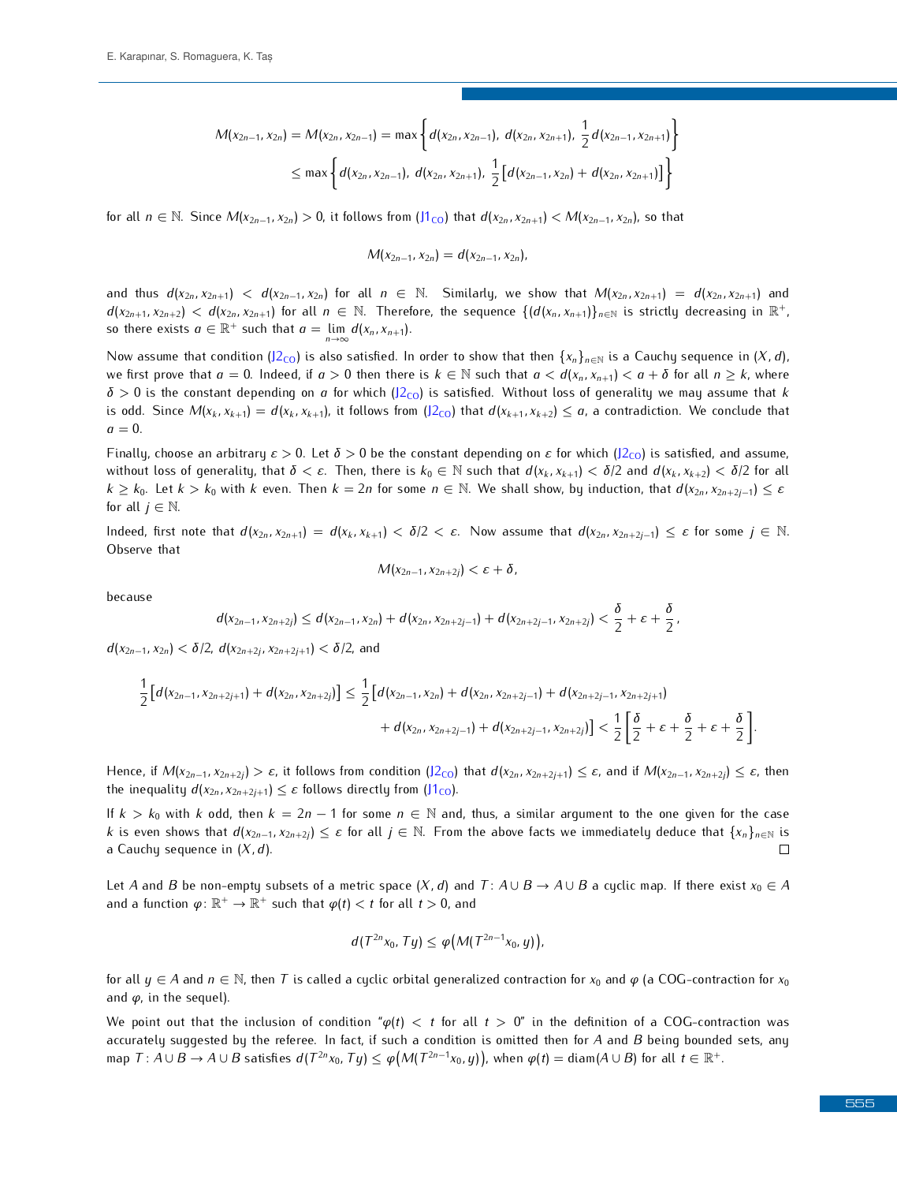$$M(x_{2n-1}, x_{2n}) = M(x_{2n}, x_{2n-1}) = \max\left\{d(x_{2n}, x_{2n-1}),\ d(x_{2n}, x_{2n+1}),\ \frac{1}{2}d(x_{2n-1}, x_{2n+1})\right\}$$

$$\leq \max\left\{d(x_{2n}, x_{2n-1}),\ d(x_{2n}, x_{2n+1}),\ \frac{1}{2}\left[d(x_{2n-1}, x_{2n}) + d(x_{2n}, x_{2n+1})\right]\right\}$$

for all $n \in \mathbb{N}$. Since $M(x_{2n-1}, x_{2n}) > 0$, it follows from (J1$_{\text{CO}}$) that $d(x_{2n}, x_{2n+1}) < M(x_{2n-1}, x_{2n})$, so that

$$M(x_{2n-1}, x_{2n}) = d(x_{2n-1}, x_{2n}),$$

and thus $d(x_{2n}, x_{2n+1}) < d(x_{2n-1}, x_{2n})$ for all $n \in \mathbb{N}$. Similarly, we show that $M(x_{2n}, x_{2n+1}) = d(x_{2n}, x_{2n+1})$ and $d(x_{2n+1}, x_{2n+2}) < d(x_{2n}, x_{2n+1})$ for all $n \in \mathbb{N}$. Therefore, the sequence $\{(d(x_n, x_{n+1})\}_{n\in\mathbb{N}}$ is strictly decreasing in $\mathbb{R}^+$, so there exists $a \in \mathbb{R}^+$ such that $a = \lim_{n\to\infty} d(x_n, x_{n+1})$.

Now assume that condition (J2$_{\text{CO}}$) is also satisfied. In order to show that then $\{x_n\}_{n\in\mathbb{N}}$ is a Cauchy sequence in $(X, d)$, we first prove that $a = 0$. Indeed, if $a > 0$ then there is $k \in \mathbb{N}$ such that $a < d(x_n, x_{n+1}) < a + \delta$ for all $n \geq k$, where $\delta > 0$ is the constant depending on $a$ for which (J2$_{\text{CO}}$) is satisfied. Without loss of generality we may assume that $k$ is odd. Since $M(x_k, x_{k+1}) = d(x_k, x_{k+1})$, it follows from (J2$_{\text{CO}}$) that $d(x_{k+1}, x_{k+2}) \leq a$, a contradiction. We conclude that $a = 0$.

Finally, choose an arbitrary $\varepsilon > 0$. Let $\delta > 0$ be the constant depending on $\varepsilon$ for which (J2$_{\text{CO}}$) is satisfied, and assume, without loss of generality, that $\delta < \varepsilon$. Then, there is $k_0 \in \mathbb{N}$ such that $d(x_k, x_{k+1}) < \delta/2$ and $d(x_k, x_{k+2}) < \delta/2$ for all $k \geq k_0$. Let $k > k_0$ with $k$ even. Then $k = 2n$ for some $n \in \mathbb{N}$. We shall show, by induction, that $d(x_{2n}, x_{2n+2j-1}) \leq \varepsilon$ for all $j \in \mathbb{N}$.

Indeed, first note that $d(x_{2n}, x_{2n+1}) = d(x_k, x_{k+1}) < \delta/2 < \varepsilon$. Now assume that $d(x_{2n}, x_{2n+2j-1}) \leq \varepsilon$ for some $j \in \mathbb{N}$. Observe that

$$M(x_{2n-1}, x_{2n+2j}) < \varepsilon + \delta,$$

because

$$d(x_{2n-1}, x_{2n+2j}) \leq d(x_{2n-1}, x_{2n}) + d(x_{2n}, x_{2n+2j-1}) + d(x_{2n+2j-1}, x_{2n+2j}) < \frac{\delta}{2} + \varepsilon + \frac{\delta}{2},$$

$d(x_{2n-1}, x_{2n}) < \delta/2$, $d(x_{2n+2j}, x_{2n+2j+1}) < \delta/2$, and

$$\frac{1}{2}\left[d(x_{2n-1}, x_{2n+2j+1}) + d(x_{2n}, x_{2n+2j})\right] \leq \frac{1}{2}\Big[d(x_{2n-1}, x_{2n}) + d(x_{2n}, x_{2n+2j-1}) + d(x_{2n+2j-1}, x_{2n+2j+1})$$
$$+ d(x_{2n}, x_{2n+2j-1}) + d(x_{2n+2j-1}, x_{2n+2j})\Big] < \frac{1}{2}\left[\frac{\delta}{2} + \varepsilon + \frac{\delta}{2} + \varepsilon + \frac{\delta}{2}\right].$$

Hence, if $M(x_{2n-1}, x_{2n+2j}) > \varepsilon$, it follows from condition (J2$_{\text{CO}}$) that $d(x_{2n}, x_{2n+2j+1}) \leq \varepsilon$, and if $M(x_{2n-1}, x_{2n+2j}) \leq \varepsilon$, then the inequality $d(x_{2n}, x_{2n+2j+1}) \leq \varepsilon$ follows directly from (J1$_{\text{CO}}$).

If $k > k_0$ with $k$ odd, then $k = 2n - 1$ for some $n \in \mathbb{N}$ and, thus, a similar argument to the one given for the case $k$ is even shows that $d(x_{2n-1}, x_{2n+2j}) \leq \varepsilon$ for all $j \in \mathbb{N}$. From the above facts we immediately deduce that $\{x_n\}_{n\in\mathbb{N}}$ is a Cauchy sequence in $(X, d)$. □

Let $A$ and $B$ be non-empty subsets of a metric space $(X, d)$ and $T\colon A \cup B \to A \cup B$ a cyclic map. If there exist $x_0 \in A$ and a function $\varphi\colon \mathbb{R}^+ \to \mathbb{R}^+$ such that $\varphi(t) < t$ for all $t > 0$, and

$$d(T^{2n}x_0, Ty) \leq \varphi\big(M(T^{2n-1}x_0, y)\big),$$

for all $y \in A$ and $n \in \mathbb{N}$, then $T$ is called a cyclic orbital generalized contraction for $x_0$ and $\varphi$ (a COG-contraction for $x_0$ and $\varphi$, in the sequel).

We point out that the inclusion of condition "$\varphi(t) < t$ for all $t > 0$" in the definition of a COG-contraction was accurately suggested by the referee. In fact, if such a condition is omitted then for $A$ and $B$ being bounded sets, any map $T : A \cup B \to A \cup B$ satisfies $d(T^{2n}x_0, Ty) \leq \varphi\big(M(T^{2n-1}x_0, y)\big)$, when $\varphi(t) = \operatorname{diam}(A \cup B)$ for all $t \in \mathbb{R}^+$.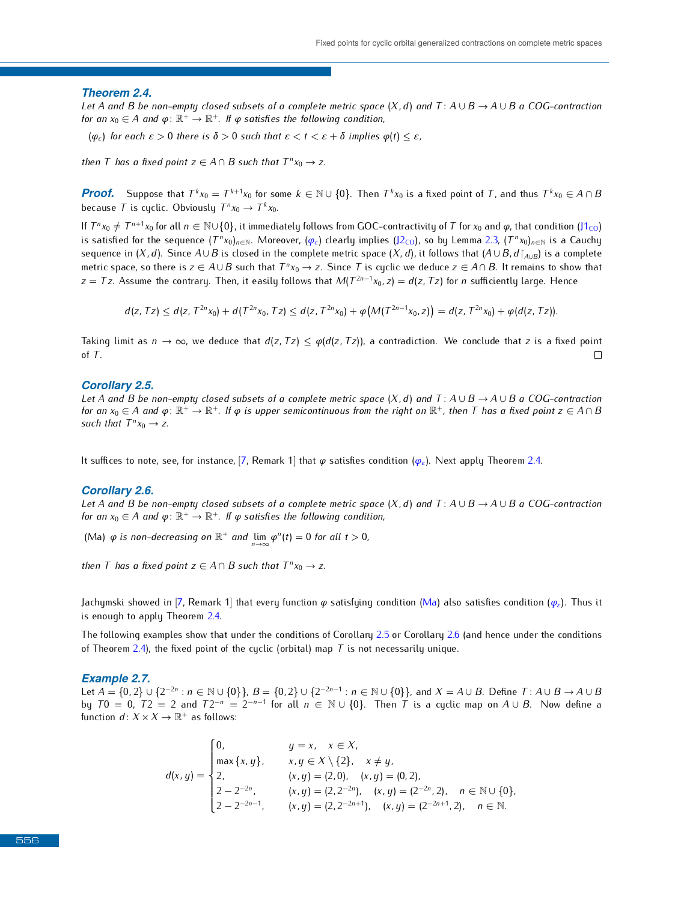### Theorem 2.4.

*Let $A$ and $B$ be non-empty closed subsets of a complete metric space $(X, d)$ and $T: A \cup B \to A \cup B$ a COG-contraction for an $x_0 \in A$ and $\varphi: \mathbb{R}^+ \to \mathbb{R}^+$. If $\varphi$ satisfies the following condition,*

($\varphi_\varepsilon$) *for each $\varepsilon > 0$ there is $\delta > 0$ such that $\varepsilon < t < \varepsilon + \delta$ implies $\varphi(t) \le \varepsilon$,*

*then $T$ has a fixed point $z \in A \cap B$ such that $T^n x_0 \to z$.*

***Proof.*** Suppose that $T^k x_0 = T^{k+1} x_0$ for some $k \in \mathbb{N} \cup \{0\}$. Then $T^k x_0$ is a fixed point of $T$, and thus $T^k x_0 \in A \cap B$ because $T$ is cyclic. Obviously $T^n x_0 \to T^k x_0$.

If $T^n x_0 \ne T^{n+1} x_0$ for all $n \in \mathbb{N} \cup \{0\}$, it immediately follows from GOC-contractivity of $T$ for $x_0$ and $\varphi$, that condition (J1$_{CO}$) is satisfied for the sequence $(T^n x_0)_{n\in\mathbb{N}}$. Moreover, ($\varphi_\varepsilon$) clearly implies (J2$_{CO}$), so by Lemma 2.3, $(T^n x_0)_{n\in\mathbb{N}}$ is a Cauchy sequence in $(X, d)$. Since $A \cup B$ is closed in the complete metric space $(X, d)$, it follows that $(A \cup B, d\restriction_{A\cup B})$ is a complete metric space, so there is $z \in A \cup B$ such that $T^n x_0 \to z$. Since $T$ is cyclic we deduce $z \in A \cap B$. It remains to show that $z = Tz$. Assume the contrary. Then, it easily follows that $M(T^{2n-1} x_0, z) = d(z, Tz)$ for $n$ sufficiently large. Hence

$$d(z, Tz) \le d(z, T^{2n} x_0) + d(T^{2n} x_0, Tz) \le d(z, T^{2n} x_0) + \varphi\big(M(T^{2n-1} x_0, z)\big) = d(z, T^{2n} x_0) + \varphi(d(z, Tz)).$$

Taking limit as $n \to \infty$, we deduce that $d(z, Tz) \le \varphi(d(z, Tz))$, a contradiction. We conclude that $z$ is a fixed point of $T$. □

### Corollary 2.5.

*Let $A$ and $B$ be non-empty closed subsets of a complete metric space $(X, d)$ and $T: A \cup B \to A \cup B$ a COG-contraction for an $x_0 \in A$ and $\varphi: \mathbb{R}^+ \to \mathbb{R}^+$. If $\varphi$ is upper semicontinuous from the right on $\mathbb{R}^+$, then $T$ has a fixed point $z \in A \cap B$ such that $T^n x_0 \to z$.*

It suffices to note, see, for instance, [7, Remark 1] that $\varphi$ satisfies condition ($\varphi_\varepsilon$). Next apply Theorem 2.4.

### Corollary 2.6.

*Let $A$ and $B$ be non-empty closed subsets of a complete metric space $(X, d)$ and $T: A \cup B \to A \cup B$ a COG-contraction for an $x_0 \in A$ and $\varphi: \mathbb{R}^+ \to \mathbb{R}^+$. If $\varphi$ satisfies the following condition,*

(Ma) *$\varphi$ is non-decreasing on $\mathbb{R}^+$ and $\lim_{n\to\infty} \varphi^n(t) = 0$ for all $t > 0$,*

*then $T$ has a fixed point $z \in A \cap B$ such that $T^n x_0 \to z$.*

Jachymski showed in [7, Remark 1] that every function $\varphi$ satisfying condition (Ma) also satisfies condition ($\varphi_\varepsilon$). Thus it is enough to apply Theorem 2.4.

The following examples show that under the conditions of Corollary 2.5 or Corollary 2.6 (and hence under the conditions of Theorem 2.4), the fixed point of the cyclic (orbital) map $T$ is not necessarily unique.

### Example 2.7.

Let $A = \{0, 2\} \cup \{2^{-2n} : n \in \mathbb{N} \cup \{0\}\}$, $B = \{0, 2\} \cup \{2^{-2n-1} : n \in \mathbb{N} \cup \{0\}\}$, and $X = A \cup B$. Define $T: A \cup B \to A \cup B$ by $T0 = 0$, $T2 = 2$ and $T2^{-n} = 2^{-n-1}$ for all $n \in \mathbb{N} \cup \{0\}$. Then $T$ is a cyclic map on $A \cup B$. Now define a function $d: X \times X \to \mathbb{R}^+$ as follows:

$$d(x, y) = \begin{cases} 0, & y = x, \quad x \in X, \\ \max\{x, y\}, & x, y \in X \setminus \{2\}, \quad x \ne y, \\ 2, & (x, y) = (2, 0), \quad (x, y) = (0, 2), \\ 2 - 2^{-2n}, & (x, y) = (2, 2^{-2n}), \quad (x, y) = (2^{-2n}, 2), \quad n \in \mathbb{N} \cup \{0\}, \\ 2 - 2^{-2n-1}, & (x, y) = (2, 2^{-2n+1}), \quad (x, y) = (2^{-2n+1}, 2), \quad n \in \mathbb{N}. \end{cases}$$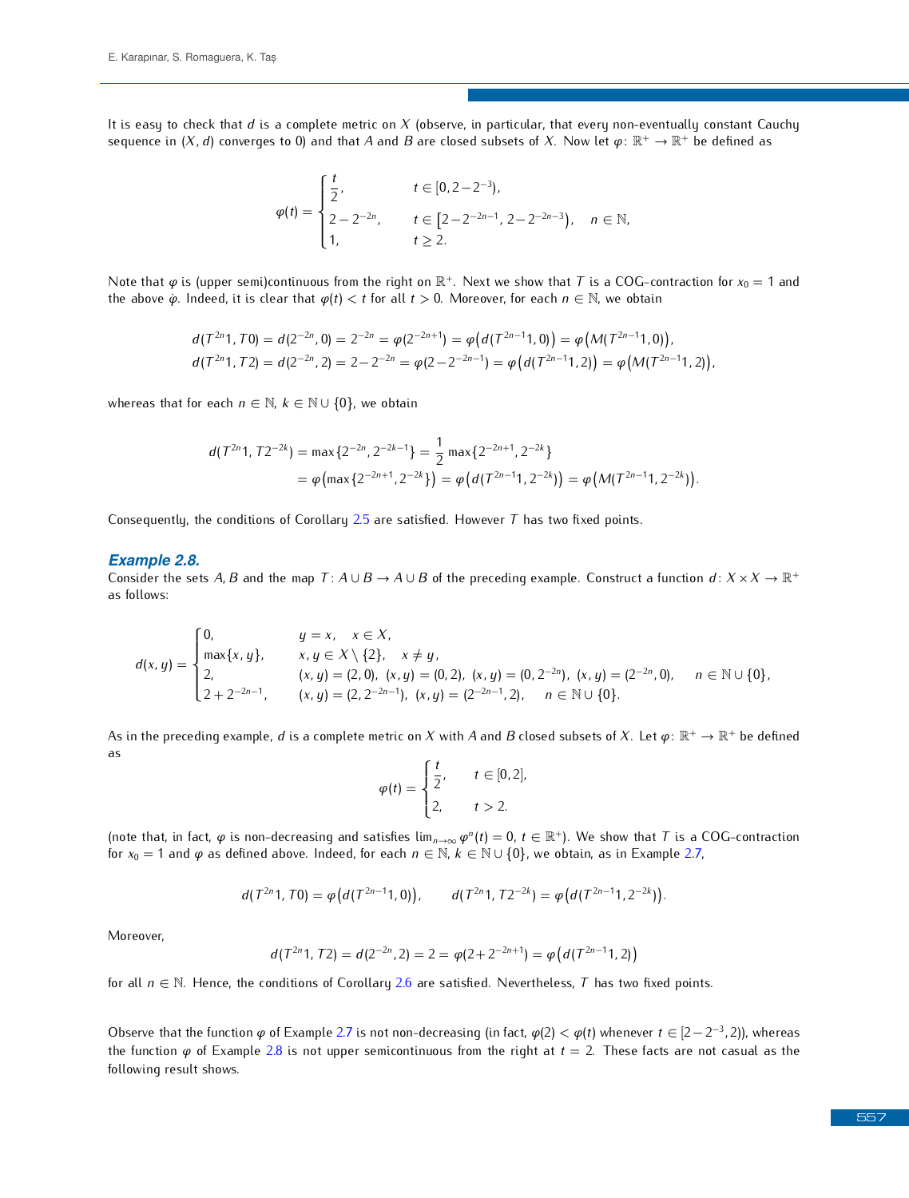It is easy to check that $d$ is a complete metric on $X$ (observe, in particular, that every non-eventually constant Cauchy sequence in $(X,d)$ converges to 0) and that $A$ and $B$ are closed subsets of $X$. Now let $\varphi\colon \mathbb{R}^+ \to \mathbb{R}^+$ be defined as

$$
\varphi(t) = \begin{cases} \dfrac{t}{2}, & t \in [0, 2-2^{-3}), \\ 2-2^{-2n}, & t \in \left[2-2^{-2n-1}, 2-2^{-2n-3}\right), \quad n \in \mathbb{N}, \\ 1, & t \geq 2. \end{cases}
$$

Note that $\varphi$ is (upper semi)continuous from the right on $\mathbb{R}^+$. Next we show that $T$ is a COG-contraction for $x_0 = 1$ and the above $\varphi$. Indeed, it is clear that $\varphi(t) < t$ for all $t > 0$. Moreover, for each $n \in \mathbb{N}$, we obtain

$$
\begin{aligned}
d(T^{2n}1, T0) &= d(2^{-2n}, 0) = 2^{-2n} = \varphi(2^{-2n+1}) = \varphi\big(d(T^{2n-1}1, 0)\big) = \varphi\big(M(T^{2n-1}1, 0)\big), \\
d(T^{2n}1, T2) &= d(2^{-2n}, 2) = 2-2^{-2n} = \varphi(2-2^{-2n-1}) = \varphi\big(d(T^{2n-1}1, 2)\big) = \varphi\big(M(T^{2n-1}1, 2)\big),
\end{aligned}
$$

whereas that for each $n \in \mathbb{N}$, $k \in \mathbb{N} \cup \{0\}$, we obtain

$$
\begin{aligned}
d(T^{2n}1, T2^{-2k}) &= \max\{2^{-2n}, 2^{-2k-1}\} = \frac{1}{2}\max\{2^{-2n+1}, 2^{-2k}\} \\
&= \varphi\big(\max\{2^{-2n+1}, 2^{-2k}\}\big) = \varphi\big(d(T^{2n-1}1, 2^{-2k})\big) = \varphi\big(M(T^{2n-1}1, 2^{-2k})\big).
\end{aligned}
$$

Consequently, the conditions of Corollary 2.5 are satisfied. However $T$ has two fixed points.

### *Example 2.8.*

Consider the sets $A, B$ and the map $T\colon A \cup B \to A \cup B$ of the preceding example. Construct a function $d\colon X \times X \to \mathbb{R}^+$ as follows:

$$
d(x,y) = \begin{cases} 0, & y = x, \quad x \in X, \\ \max\{x, y\}, & x, y \in X \setminus \{2\}, \quad x \neq y, \\ 2, & (x,y) = (2,0),\ (x,y) = (0,2),\ (x,y) = (0, 2^{-2n}),\ (x,y) = (2^{-2n}, 0), \quad n \in \mathbb{N} \cup \{0\}, \\ 2+2^{-2n-1}, & (x,y) = (2, 2^{-2n-1}),\ (x,y) = (2^{-2n-1}, 2), \quad n \in \mathbb{N} \cup \{0\}. \end{cases}
$$

As in the preceding example, $d$ is a complete metric on $X$ with $A$ and $B$ closed subsets of $X$. Let $\varphi\colon \mathbb{R}^+ \to \mathbb{R}^+$ be defined as

$$
\varphi(t) = \begin{cases} \dfrac{t}{2}, & t \in [0,2], \\ 2, & t > 2. \end{cases}
$$

(note that, in fact, $\varphi$ is non-decreasing and satisfies $\lim_{n\to\infty} \varphi^n(t) = 0$, $t \in \mathbb{R}^+$). We show that $T$ is a COG-contraction for $x_0 = 1$ and $\varphi$ as defined above. Indeed, for each $n \in \mathbb{N}$, $k \in \mathbb{N} \cup \{0\}$, we obtain, as in Example 2.7,

$$
d(T^{2n}1, T0) = \varphi\big(d(T^{2n-1}1, 0)\big), \qquad d(T^{2n}1, T2^{-2k}) = \varphi\big(d(T^{2n-1}1, 2^{-2k})\big).
$$

Moreover,

$$
d(T^{2n}1, T2) = d(2^{-2n}, 2) = 2 = \varphi(2+2^{-2n+1}) = \varphi\big(d(T^{2n-1}1, 2)\big)
$$

for all $n \in \mathbb{N}$. Hence, the conditions of Corollary 2.6 are satisfied. Nevertheless, $T$ has two fixed points.

Observe that the function $\varphi$ of Example 2.7 is not non-decreasing (in fact, $\varphi(2) < \varphi(t)$ whenever $t \in [2-2^{-3}, 2)$), whereas the function $\varphi$ of Example 2.8 is not upper semicontinuous from the right at $t = 2$. These facts are not casual as the following result shows.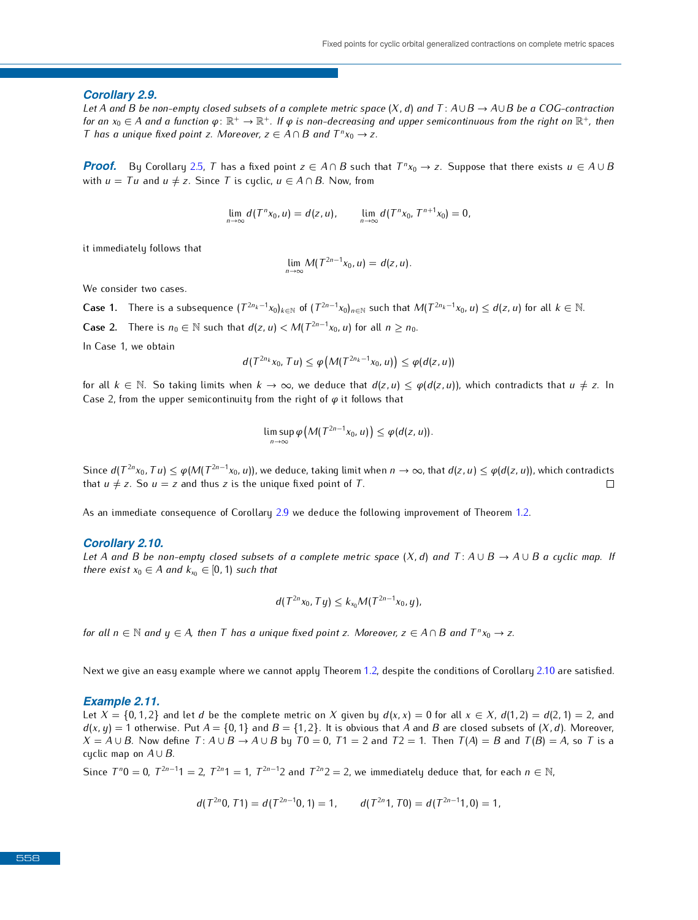### *Corollary 2.9.*

*Let $A$ and $B$ be non-empty closed subsets of a complete metric space $(X, d)$ and $T\colon A \cup B \to A \cup B$ be a COG-contraction for an $x_0 \in A$ and a function $\varphi\colon \mathbb{R}^+ \to \mathbb{R}^+$. If $\varphi$ is non-decreasing and upper semicontinuous from the right on $\mathbb{R}^+$, then $T$ has a unique fixed point $z$. Moreover, $z \in A \cap B$ and $T^n x_0 \to z$.*

***Proof.*** By Corollary 2.5, $T$ has a fixed point $z \in A \cap B$ such that $T^n x_0 \to z$. Suppose that there exists $u \in A \cup B$ with $u = Tu$ and $u \neq z$. Since $T$ is cyclic, $u \in A \cap B$. Now, from

$$\lim_{n\to\infty} d(T^n x_0, u) = d(z, u), \qquad \lim_{n\to\infty} d(T^n x_0, T^{n+1} x_0) = 0,$$

it immediately follows that

$$\lim_{n\to\infty} M(T^{2n-1} x_0, u) = d(z, u).$$

We consider two cases.

**Case 1.** There is a subsequence $(T^{2n_k-1}x_0)_{k\in\mathbb{N}}$ of $(T^{2n-1}x_0)_{n\in\mathbb{N}}$ such that $M(T^{2n_k-1}x_0, u) \leq d(z, u)$ for all $k \in \mathbb{N}$.

**Case 2.** There is $n_0 \in \mathbb{N}$ such that $d(z, u) < M(T^{2n-1}x_0, u)$ for all $n \geq n_0$.

In Case 1, we obtain

$$d(T^{2n_k} x_0, Tu) \leq \varphi\big(M(T^{2n_k-1}x_0, u)\big) \leq \varphi(d(z, u))$$

for all $k \in \mathbb{N}$. So taking limits when $k \to \infty$, we deduce that $d(z, u) \leq \varphi(d(z, u))$, which contradicts that $u \neq z$. In Case 2, from the upper semicontinuity from the right of $\varphi$ it follows that

$$\limsup_{n\to\infty} \varphi\big(M(T^{2n-1}x_0, u)\big) \leq \varphi(d(z, u)).$$

Since $d(T^{2n}x_0, Tu) \leq \varphi(M(T^{2n-1}x_0, u))$, we deduce, taking limit when $n \to \infty$, that $d(z, u) \leq \varphi(d(z, u))$, which contradicts that $u \neq z$. So $u = z$ and thus $z$ is the unique fixed point of $T$. □

As an immediate consequence of Corollary 2.9 we deduce the following improvement of Theorem 1.2.

### *Corollary 2.10.*

*Let $A$ and $B$ be non-empty closed subsets of a complete metric space $(X, d)$ and $T\colon A \cup B \to A \cup B$ a cyclic map. If there exist $x_0 \in A$ and $k_{x_0} \in [0, 1)$ such that*

$$d(T^{2n}x_0, Ty) \leq k_{x_0} M(T^{2n-1}x_0, y),$$

*for all $n \in \mathbb{N}$ and $y \in A$, then $T$ has a unique fixed point $z$. Moreover, $z \in A \cap B$ and $T^n x_0 \to z$.*

Next we give an easy example where we cannot apply Theorem 1.2, despite the conditions of Corollary 2.10 are satisfied.

### *Example 2.11.*

Let $X = \{0, 1, 2\}$ and let $d$ be the complete metric on $X$ given by $d(x, x) = 0$ for all $x \in X$, $d(1, 2) = d(2, 1) = 2$, and $d(x, y) = 1$ otherwise. Put $A = \{0, 1\}$ and $B = \{1, 2\}$. It is obvious that $A$ and $B$ are closed subsets of $(X, d)$. Moreover, $X = A \cup B$. Now define $T\colon A \cup B \to A \cup B$ by $T0 = 0$, $T1 = 2$ and $T2 = 1$. Then $T(A) = B$ and $T(B) = A$, so $T$ is a cyclic map on $A \cup B$.

Since $T^n 0 = 0$, $T^{2n-1}1 = 2$, $T^{2n}1 = 1$, $T^{2n-1}2$ and $T^{2n}2 = 2$, we immediately deduce that, for each $n \in \mathbb{N}$,

$$d(T^{2n}0, T1) = d(T^{2n-1}0, 1) = 1, \qquad d(T^{2n}1, T0) = d(T^{2n-1}1, 0) = 1,$$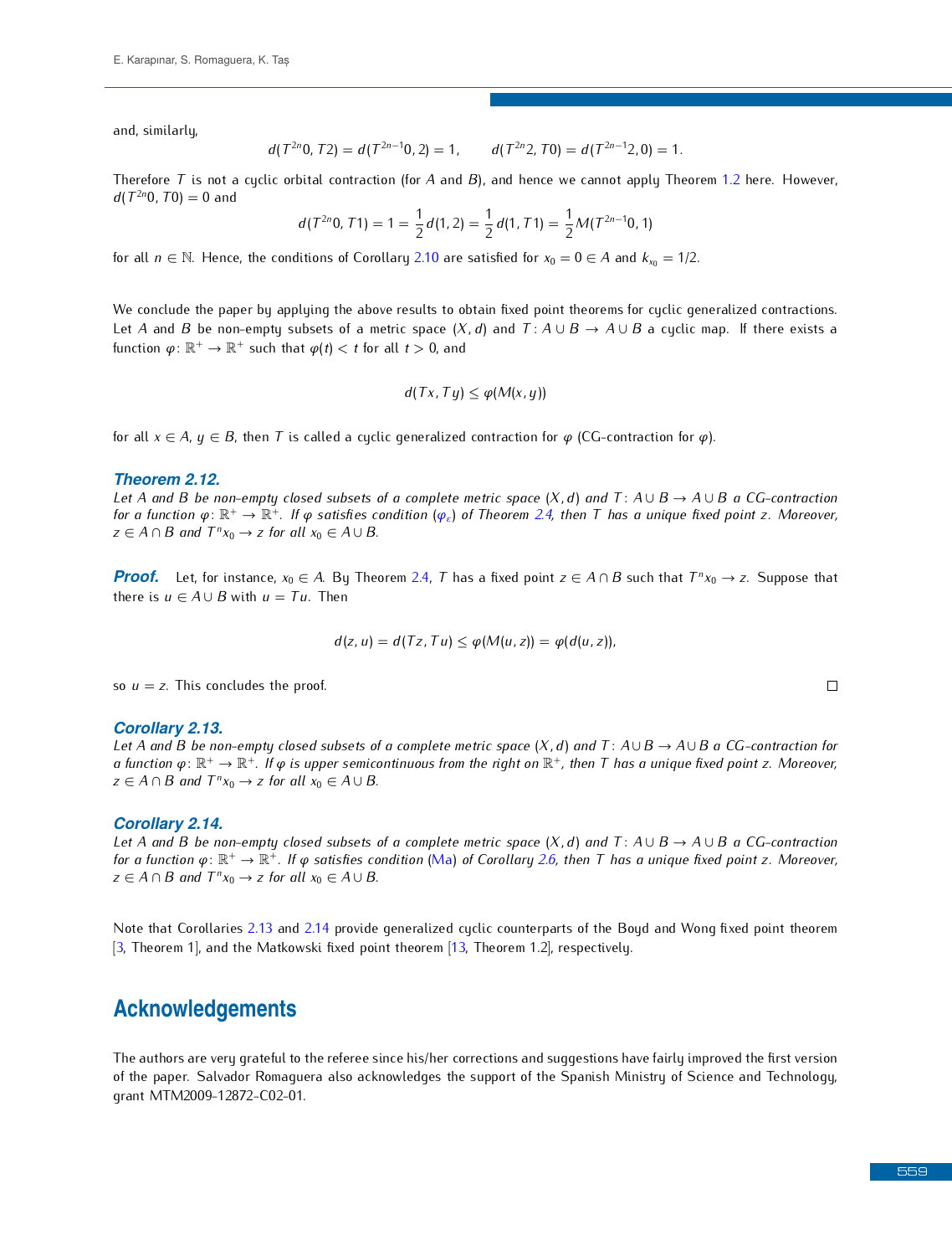and, similarly,

$$d(T^{2n}0, T2) = d(T^{2n-1}0, 2) = 1, \qquad d(T^{2n}2, T0) = d(T^{2n-1}2, 0) = 1.$$

Therefore $T$ is not a cyclic orbital contraction (for $A$ and $B$), and hence we cannot apply Theorem 1.2 here. However, $d(T^{2n}0, T0) = 0$ and

$$d(T^{2n}0, T1) = 1 = \frac{1}{2}d(1, 2) = \frac{1}{2}d(1, T1) = \frac{1}{2}M(T^{2n-1}0, 1)$$

for all $n \in \mathbb{N}$. Hence, the conditions of Corollary 2.10 are satisfied for $x_0 = 0 \in A$ and $k_{x_0} = 1/2$.

We conclude the paper by applying the above results to obtain fixed point theorems for cyclic generalized contractions. Let $A$ and $B$ be non-empty subsets of a metric space $(X, d)$ and $T: A \cup B \to A \cup B$ a cyclic map. If there exists a function $\varphi: \mathbb{R}^+ \to \mathbb{R}^+$ such that $\varphi(t) < t$ for all $t > 0$, and

$$d(Tx, Ty) \leq \varphi(M(x, y))$$

for all $x \in A$, $y \in B$, then $T$ is called a cyclic generalized contraction for $\varphi$ (CG-contraction for $\varphi$).

### Theorem 2.12.

*Let $A$ and $B$ be non-empty closed subsets of a complete metric space $(X, d)$ and $T: A \cup B \to A \cup B$ a CG-contraction for a function $\varphi: \mathbb{R}^+ \to \mathbb{R}^+$. If $\varphi$ satisfies condition ($\varphi_\varepsilon$) of Theorem 2.4, then $T$ has a unique fixed point $z$. Moreover, $z \in A \cap B$ and $T^n x_0 \to z$ for all $x_0 \in A \cup B$.*

***Proof.*** Let, for instance, $x_0 \in A$. By Theorem 2.4, $T$ has a fixed point $z \in A \cap B$ such that $T^n x_0 \to z$. Suppose that there is $u \in A \cup B$ with $u = Tu$. Then

$$d(z, u) = d(Tz, Tu) \leq \varphi(M(u, z)) = \varphi(d(u, z)),$$

so $u = z$. This concludes the proof. □

### Corollary 2.13.

*Let $A$ and $B$ be non-empty closed subsets of a complete metric space $(X, d)$ and $T: A \cup B \to A \cup B$ a CG-contraction for a function $\varphi: \mathbb{R}^+ \to \mathbb{R}^+$. If $\varphi$ is upper semicontinuous from the right on $\mathbb{R}^+$, then $T$ has a unique fixed point $z$. Moreover, $z \in A \cap B$ and $T^n x_0 \to z$ for all $x_0 \in A \cup B$.*

### Corollary 2.14.

*Let $A$ and $B$ be non-empty closed subsets of a complete metric space $(X, d)$ and $T: A \cup B \to A \cup B$ a CG-contraction for a function $\varphi: \mathbb{R}^+ \to \mathbb{R}^+$. If $\varphi$ satisfies condition (Ma) of Corollary 2.6, then $T$ has a unique fixed point $z$. Moreover, $z \in A \cap B$ and $T^n x_0 \to z$ for all $x_0 \in A \cup B$.*

Note that Corollaries 2.13 and 2.14 provide generalized cyclic counterparts of the Boyd and Wong fixed point theorem [3, Theorem 1], and the Matkowski fixed point theorem [13, Theorem 1.2], respectively.

## Acknowledgements

The authors are very grateful to the referee since his/her corrections and suggestions have fairly improved the first version of the paper. Salvador Romaguera also acknowledges the support of the Spanish Ministry of Science and Technology, grant MTM2009-12872-C02-01.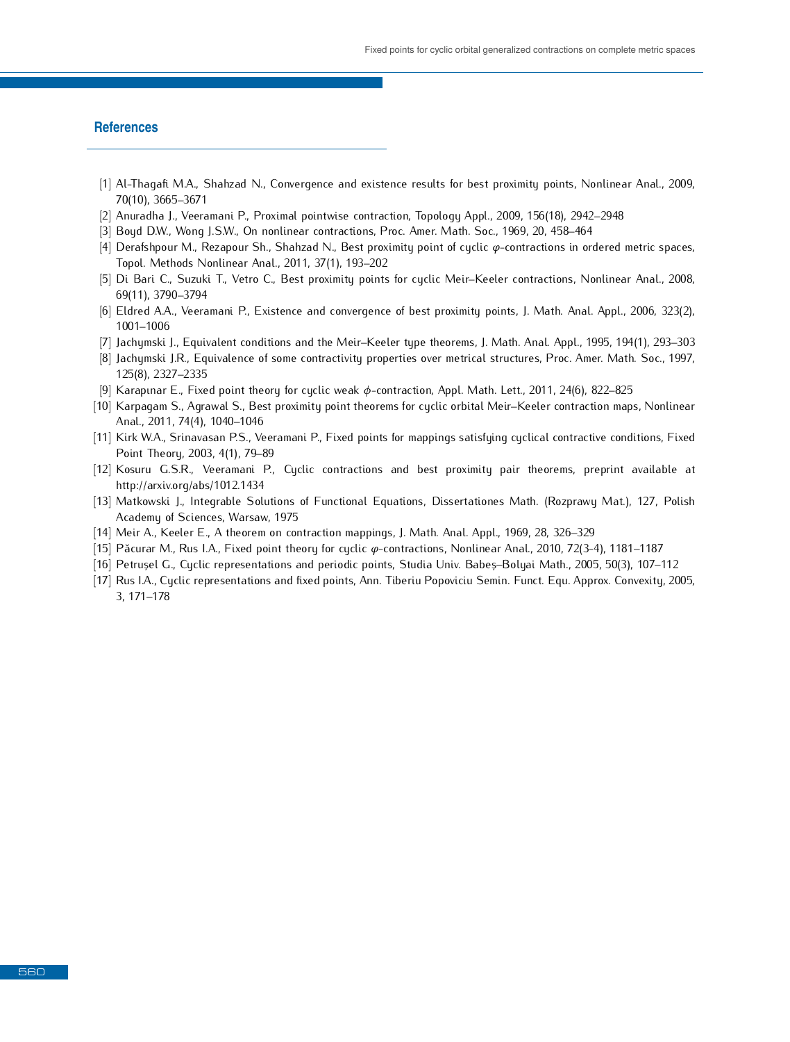## References

[1] Al-Thagafi M.A., Shahzad N., Convergence and existence results for best proximity points, Nonlinear Anal., 2009, 70(10), 3665–3671

[2] Anuradha J., Veeramani P., Proximal pointwise contraction, Topology Appl., 2009, 156(18), 2942–2948

[3] Boyd D.W., Wong J.S.W., On nonlinear contractions, Proc. Amer. Math. Soc., 1969, 20, 458–464

[4] Derafshpour M., Rezapour Sh., Shahzad N., Best proximity point of cyclic $\varphi$-contractions in ordered metric spaces, Topol. Methods Nonlinear Anal., 2011, 37(1), 193–202

[5] Di Bari C., Suzuki T., Vetro C., Best proximity points for cyclic Meir–Keeler contractions, Nonlinear Anal., 2008, 69(11), 3790–3794

[6] Eldred A.A., Veeramani P., Existence and convergence of best proximity points, J. Math. Anal. Appl., 2006, 323(2), 1001–1006

[7] Jachymski J., Equivalent conditions and the Meir–Keeler type theorems, J. Math. Anal. Appl., 1995, 194(1), 293–303

[8] Jachymski J.R., Equivalence of some contractivity properties over metrical structures, Proc. Amer. Math. Soc., 1997, 125(8), 2327–2335

[9] Karapınar E., Fixed point theory for cyclic weak $\phi$-contraction, Appl. Math. Lett., 2011, 24(6), 822–825

[10] Karpagam S., Agrawal S., Best proximity point theorems for cyclic orbital Meir–Keeler contraction maps, Nonlinear Anal., 2011, 74(4), 1040–1046

[11] Kirk W.A., Srinavasan P.S., Veeramani P., Fixed points for mappings satisfying cyclical contractive conditions, Fixed Point Theory, 2003, 4(1), 79–89

[12] Kosuru G.S.R., Veeramani P., Cyclic contractions and best proximity pair theorems, preprint available at http://arxiv.org/abs/1012.1434

[13] Matkowski J., Integrable Solutions of Functional Equations, Dissertationes Math. (Rozprawy Mat.), 127, Polish Academy of Sciences, Warsaw, 1975

[14] Meir A., Keeler E., A theorem on contraction mappings, J. Math. Anal. Appl., 1969, 28, 326–329

[15] Păcurar M., Rus I.A., Fixed point theory for cyclic $\varphi$-contractions, Nonlinear Anal., 2010, 72(3-4), 1181–1187

[16] Petrușel G., Cyclic representations and periodic points, Studia Univ. Babeș-Bolyai Math., 2005, 50(3), 107–112

[17] Rus I.A., Cyclic representations and fixed points, Ann. Tiberiu Popoviciu Semin. Funct. Equ. Approx. Convexity, 2005, 3, 171–178